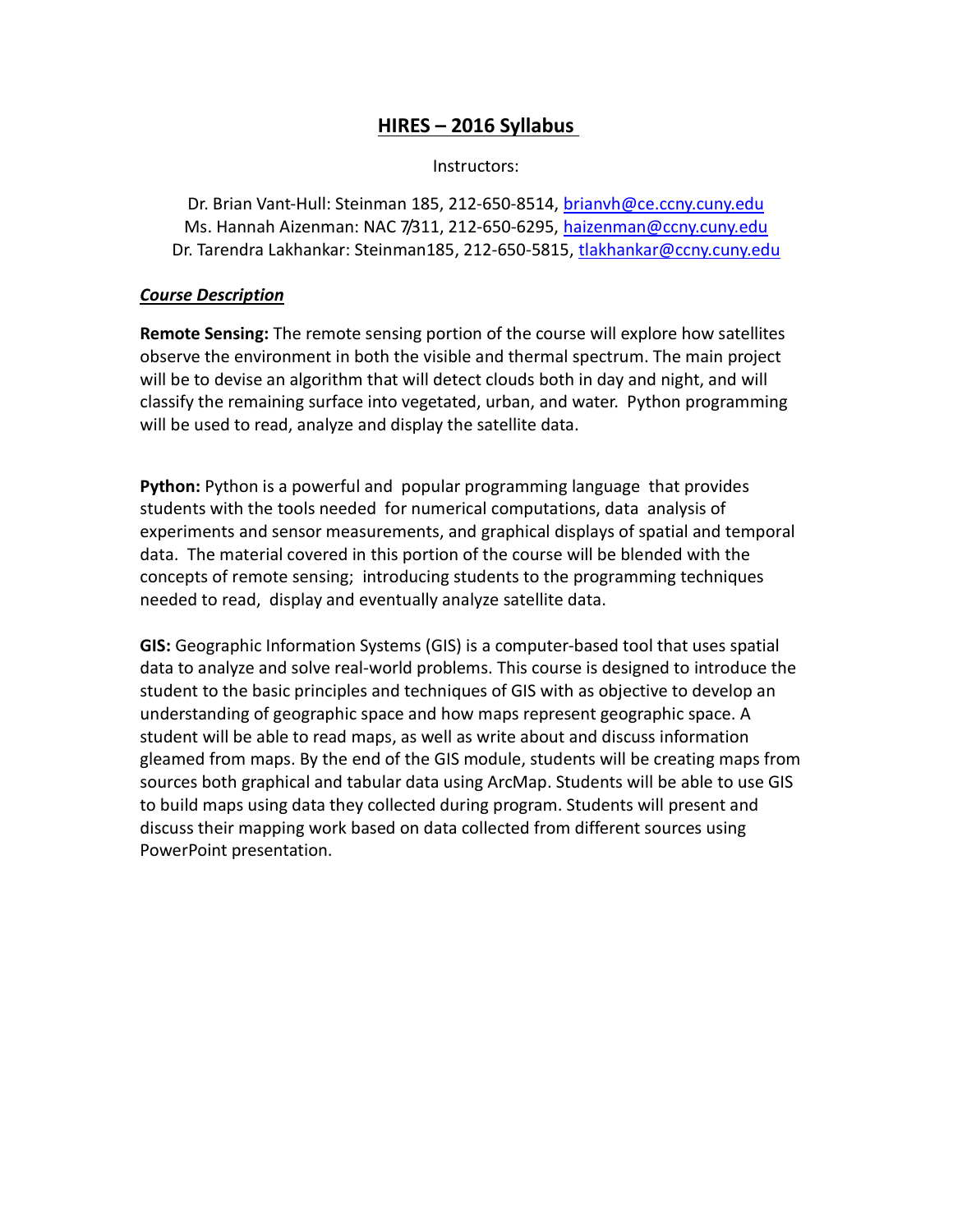# HIRES – 2016 Syllabus

Instructors:

Dr. Brian Vant-Hull: Steinman 185, 212-650-8514, brianvh@ce.ccny.cuny.edu
Ms. Hannah Aizenman: NAC 7/311, 212-650-6295, haizenman@ccny.cuny.edu
Dr. Tarendra Lakhankar: Steinman185, 212-650-5815, tlakhankar@ccny.cuny.edu

## *Course Description*

**Remote Sensing:** The remote sensing portion of the course will explore how satellites observe the environment in both the visible and thermal spectrum. The main project will be to devise an algorithm that will detect clouds both in day and night, and will classify the remaining surface into vegetated, urban, and water. Python programming will be used to read, analyze and display the satellite data.

**Python:** Python is a powerful and popular programming language that provides students with the tools needed for numerical computations, data analysis of experiments and sensor measurements, and graphical displays of spatial and temporal data. The material covered in this portion of the course will be blended with the concepts of remote sensing; introducing students to the programming techniques needed to read, display and eventually analyze satellite data.

**GIS:** Geographic Information Systems (GIS) is a computer-based tool that uses spatial data to analyze and solve real-world problems. This course is designed to introduce the student to the basic principles and techniques of GIS with as objective to develop an understanding of geographic space and how maps represent geographic space. A student will be able to read maps, as well as write about and discuss information gleamed from maps. By the end of the GIS module, students will be creating maps from sources both graphical and tabular data using ArcMap. Students will be able to use GIS to build maps using data they collected during program. Students will present and discuss their mapping work based on data collected from different sources using PowerPoint presentation.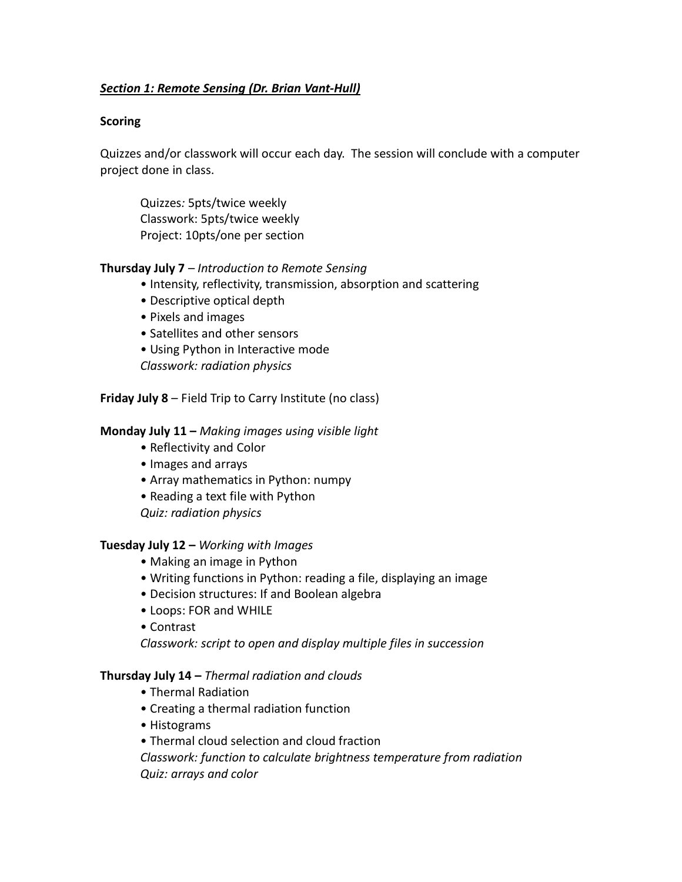***Section 1: Remote Sensing (Dr. Brian Vant-Hull)***

**Scoring**

Quizzes and/or classwork will occur each day. The session will conclude with a computer project done in class.

Quizzes: 5pts/twice weekly
Classwork: 5pts/twice weekly
Project: 10pts/one per section

**Thursday July 7** – *Introduction to Remote Sensing*

- Intensity, reflectivity, transmission, absorption and scattering
- Descriptive optical depth
- Pixels and images
- Satellites and other sensors
- Using Python in Interactive mode

*Classwork: radiation physics*

**Friday July 8** – Field Trip to Carry Institute (no class)

**Monday July 11 –** *Making images using visible light*

- Reflectivity and Color
- Images and arrays
- Array mathematics in Python: numpy
- Reading a text file with Python

*Quiz: radiation physics*

**Tuesday July 12 –** *Working with Images*

- Making an image in Python
- Writing functions in Python: reading a file, displaying an image
- Decision structures: If and Boolean algebra
- Loops: FOR and WHILE
- Contrast

*Classwork: script to open and display multiple files in succession*

**Thursday July 14 –** *Thermal radiation and clouds*

- Thermal Radiation
- Creating a thermal radiation function
- Histograms
- Thermal cloud selection and cloud fraction

*Classwork: function to calculate brightness temperature from radiation*
*Quiz: arrays and color*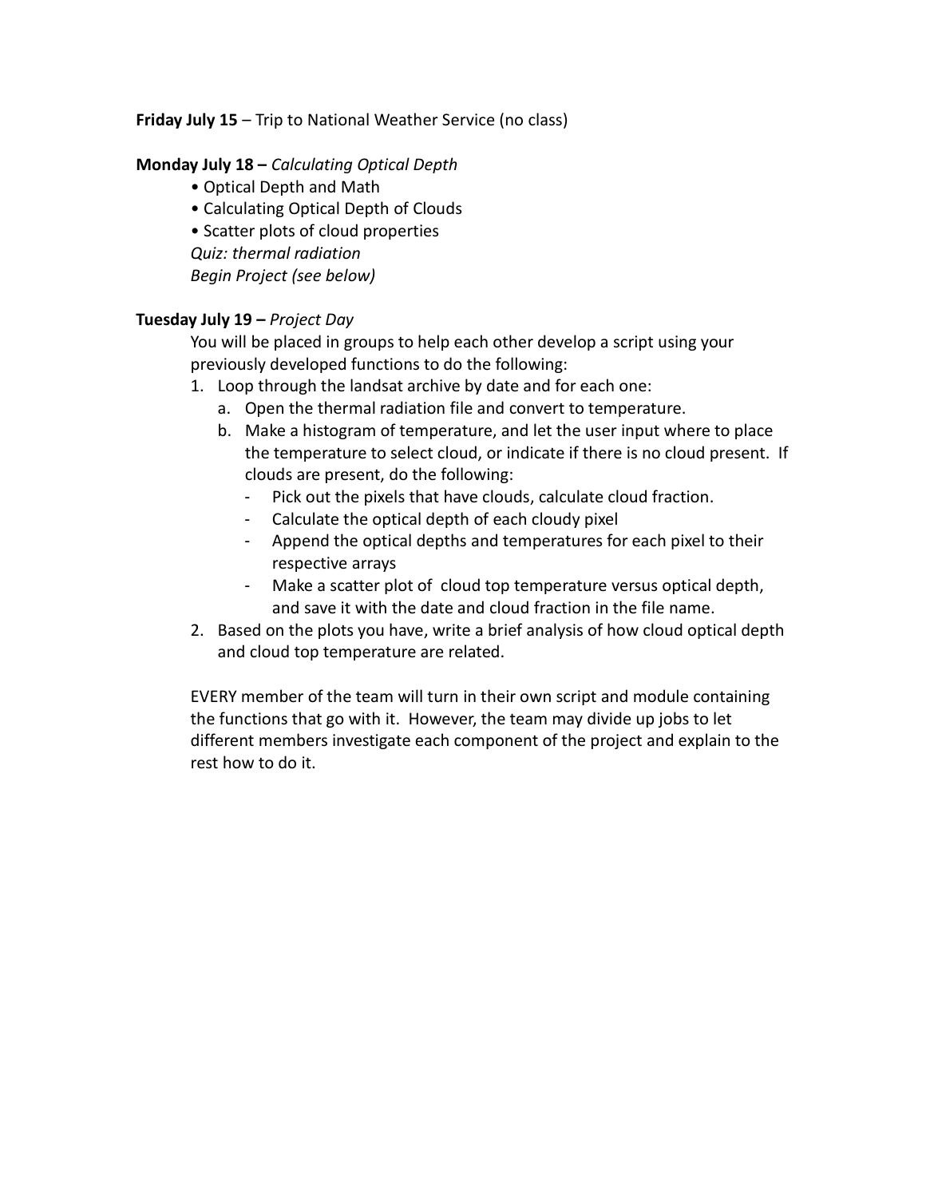**Friday July 15** – Trip to National Weather Service (no class)

**Monday July 18 –** *Calculating Optical Depth*

- Optical Depth and Math
- Calculating Optical Depth of Clouds
- Scatter plots of cloud properties

*Quiz: thermal radiation*
*Begin Project (see below)*

**Tuesday July 19 –** *Project Day*

You will be placed in groups to help each other develop a script using your previously developed functions to do the following:

1. Loop through the landsat archive by date and for each one:
   a. Open the thermal radiation file and convert to temperature.
   b. Make a histogram of temperature, and let the user input where to place the temperature to select cloud, or indicate if there is no cloud present. If clouds are present, do the following:
      - Pick out the pixels that have clouds, calculate cloud fraction.
      - Calculate the optical depth of each cloudy pixel
      - Append the optical depths and temperatures for each pixel to their respective arrays
      - Make a scatter plot of cloud top temperature versus optical depth, and save it with the date and cloud fraction in the file name.
2. Based on the plots you have, write a brief analysis of how cloud optical depth and cloud top temperature are related.

EVERY member of the team will turn in their own script and module containing the functions that go with it. However, the team may divide up jobs to let different members investigate each component of the project and explain to the rest how to do it.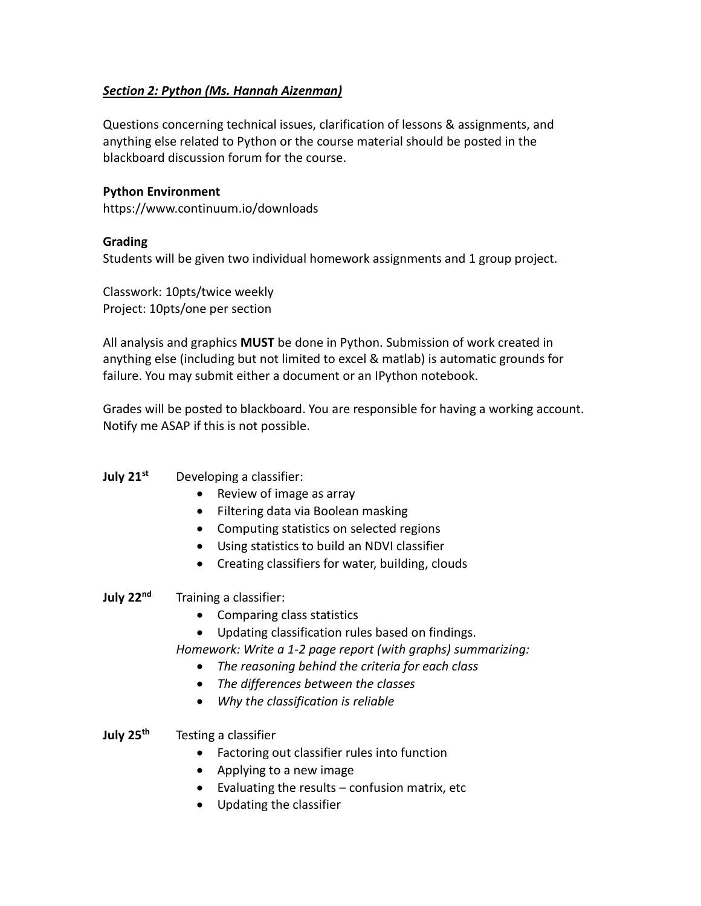## ***Section 2: Python (Ms. Hannah Aizenman)***

Questions concerning technical issues, clarification of lessons & assignments, and anything else related to Python or the course material should be posted in the blackboard discussion forum for the course.

**Python Environment**
https://www.continuum.io/downloads

**Grading**
Students will be given two individual homework assignments and 1 group project.

Classwork: 10pts/twice weekly
Project: 10pts/one per section

All analysis and graphics **MUST** be done in Python. Submission of work created in anything else (including but not limited to excel & matlab) is automatic grounds for failure. You may submit either a document or an IPython notebook.

Grades will be posted to blackboard. You are responsible for having a working account. Notify me ASAP if this is not possible.

**July 21st** Developing a classifier:

- Review of image as array
- Filtering data via Boolean masking
- Computing statistics on selected regions
- Using statistics to build an NDVI classifier
- Creating classifiers for water, building, clouds

**July 22nd** Training a classifier:

- Comparing class statistics
- Updating classification rules based on findings.

*Homework: Write a 1-2 page report (with graphs) summarizing:*

- *The reasoning behind the criteria for each class*
- *The differences between the classes*
- *Why the classification is reliable*

**July 25th** Testing a classifier

- Factoring out classifier rules into function
- Applying to a new image
- Evaluating the results – confusion matrix, etc
- Updating the classifier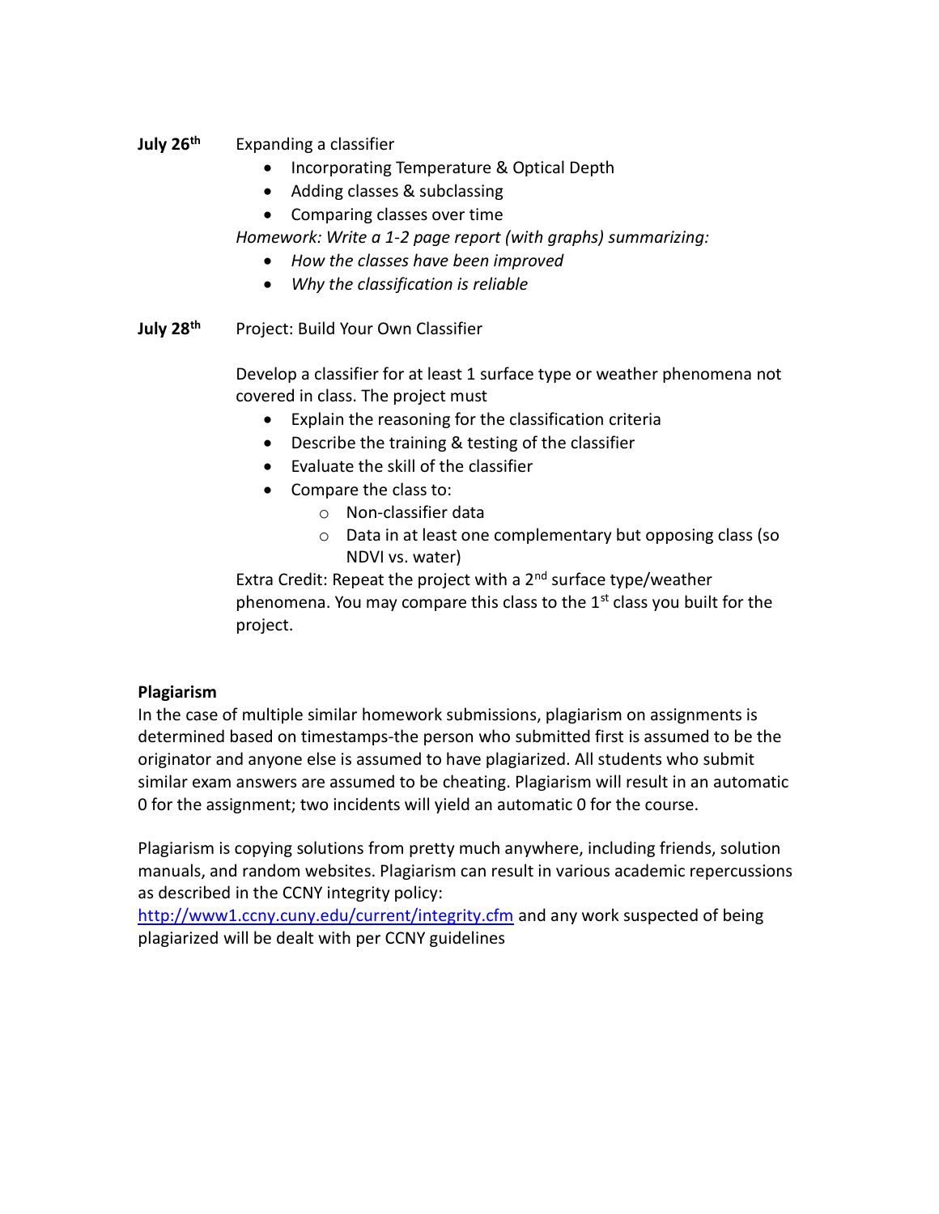**July 26th** Expanding a classifier

- Incorporating Temperature & Optical Depth
- Adding classes & subclassing
- Comparing classes over time

*Homework: Write a 1-2 page report (with graphs) summarizing:*

- *How the classes have been improved*
- *Why the classification is reliable*

**July 28th** Project: Build Your Own Classifier

Develop a classifier for at least 1 surface type or weather phenomena not covered in class. The project must

- Explain the reasoning for the classification criteria
- Describe the training & testing of the classifier
- Evaluate the skill of the classifier
- Compare the class to:
  - Non-classifier data
  - Data in at least one complementary but opposing class (so NDVI vs. water)

Extra Credit: Repeat the project with a 2nd surface type/weather phenomena. You may compare this class to the 1st class you built for the project.

**Plagiarism**

In the case of multiple similar homework submissions, plagiarism on assignments is determined based on timestamps-the person who submitted first is assumed to be the originator and anyone else is assumed to have plagiarized. All students who submit similar exam answers are assumed to be cheating. Plagiarism will result in an automatic 0 for the assignment; two incidents will yield an automatic 0 for the course.

Plagiarism is copying solutions from pretty much anywhere, including friends, solution manuals, and random websites. Plagiarism can result in various academic repercussions as described in the CCNY integrity policy: http://www1.ccny.cuny.edu/current/integrity.cfm and any work suspected of being plagiarized will be dealt with per CCNY guidelines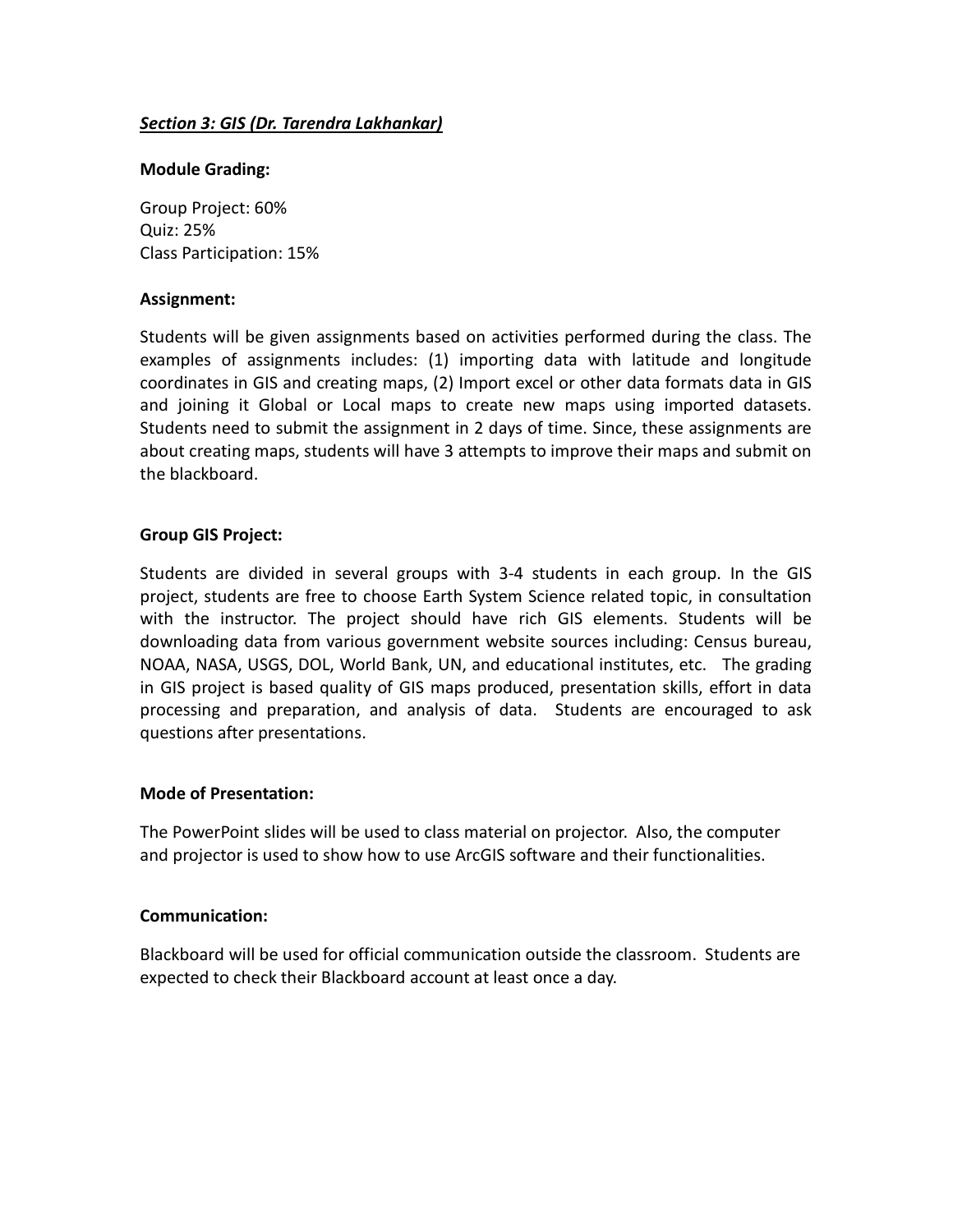***Section 3: GIS (Dr. Tarendra Lakhankar)***

**Module Grading:**

Group Project: 60%
Quiz: 25%
Class Participation: 15%

**Assignment:**

Students will be given assignments based on activities performed during the class. The examples of assignments includes: (1) importing data with latitude and longitude coordinates in GIS and creating maps, (2) Import excel or other data formats data in GIS and joining it Global or Local maps to create new maps using imported datasets. Students need to submit the assignment in 2 days of time. Since, these assignments are about creating maps, students will have 3 attempts to improve their maps and submit on the blackboard.

**Group GIS Project:**

Students are divided in several groups with 3-4 students in each group. In the GIS project, students are free to choose Earth System Science related topic, in consultation with the instructor. The project should have rich GIS elements. Students will be downloading data from various government website sources including: Census bureau, NOAA, NASA, USGS, DOL, World Bank, UN, and educational institutes, etc. The grading in GIS project is based quality of GIS maps produced, presentation skills, effort in data processing and preparation, and analysis of data. Students are encouraged to ask questions after presentations.

**Mode of Presentation:**

The PowerPoint slides will be used to class material on projector. Also, the computer and projector is used to show how to use ArcGIS software and their functionalities.

**Communication:**

Blackboard will be used for official communication outside the classroom. Students are expected to check their Blackboard account at least once a day.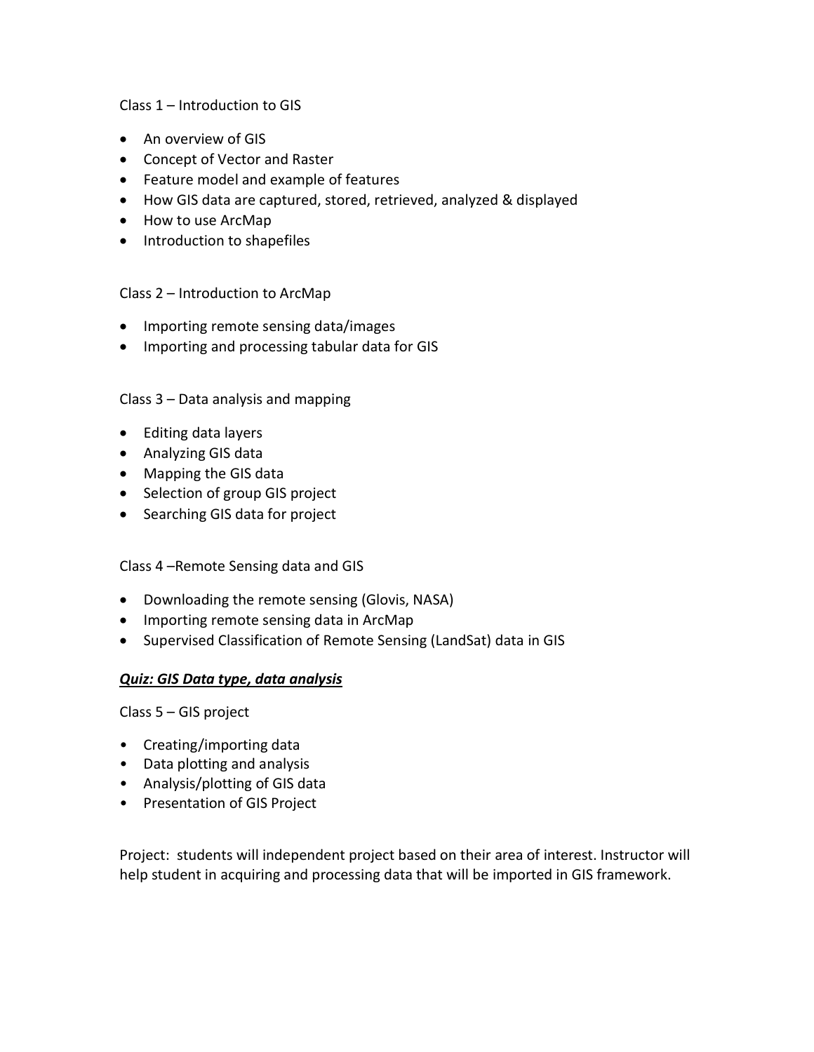Class 1 – Introduction to GIS

- An overview of GIS
- Concept of Vector and Raster
- Feature model and example of features
- How GIS data are captured, stored, retrieved, analyzed & displayed
- How to use ArcMap
- Introduction to shapefiles

Class 2 – Introduction to ArcMap

- Importing remote sensing data/images
- Importing and processing tabular data for GIS

Class 3 – Data analysis and mapping

- Editing data layers
- Analyzing GIS data
- Mapping the GIS data
- Selection of group GIS project
- Searching GIS data for project

Class 4 –Remote Sensing data and GIS

- Downloading the remote sensing (Glovis, NASA)
- Importing remote sensing data in ArcMap
- Supervised Classification of Remote Sensing (LandSat) data in GIS

***<u>Quiz: GIS Data type, data analysis</u>***

Class 5 – GIS project

- Creating/importing data
- Data plotting and analysis
- Analysis/plotting of GIS data
- Presentation of GIS Project

Project: students will independent project based on their area of interest. Instructor will help student in acquiring and processing data that will be imported in GIS framework.